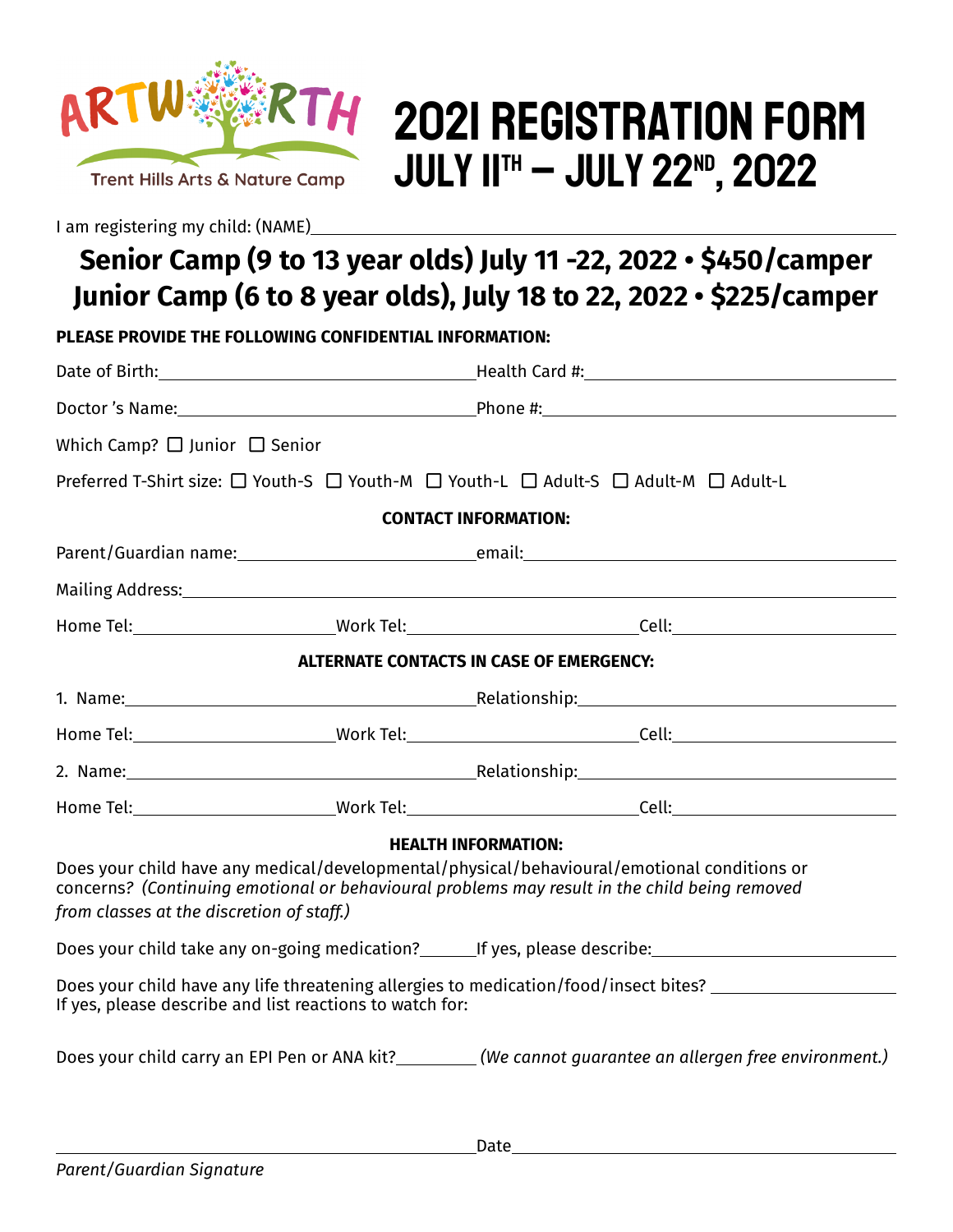ARTWORTH

Trent Hills Arts & Nature Camp

# 2021 REGISTRATION FORM
## JULY 11TH – JULY 22ND, 2022

I am registering my child: (NAME)\_\_\_\_\_\_\_\_\_\_\_\_\_\_\_\_\_\_\_\_\_\_\_\_\_\_\_\_\_\_\_\_\_\_\_\_\_\_\_\_

## Senior Camp (9 to 13 year olds) July 11 -22, 2022 • $450/camper
## Junior Camp (6 to 8 year olds), July 18 to 22, 2022 • $225/camper

**PLEASE PROVIDE THE FOLLOWING CONFIDENTIAL INFORMATION:**

Date of Birth:\_\_\_\_\_\_\_\_\_\_\_\_\_\_\_\_\_\_\_\_ Health Card #:\_\_\_\_\_\_\_\_\_\_\_\_\_\_\_\_\_\_\_\_

Doctor 's Name:\_\_\_\_\_\_\_\_\_\_\_\_\_\_\_\_\_\_\_\_ Phone #:\_\_\_\_\_\_\_\_\_\_\_\_\_\_\_\_\_\_\_\_

Which Camp? ☐ Junior ☐ Senior

Preferred T-Shirt size: ☐ Youth-S ☐ Youth-M ☐ Youth-L ☐ Adult-S ☐ Adult-M ☐ Adult-L

**CONTACT INFORMATION:**

Parent/Guardian name:\_\_\_\_\_\_\_\_\_\_\_\_\_\_\_\_\_\_\_\_ email:\_\_\_\_\_\_\_\_\_\_\_\_\_\_\_\_\_\_\_\_

Mailing Address:\_\_\_\_\_\_\_\_\_\_\_\_\_\_\_\_\_\_\_\_\_\_\_\_\_\_\_\_\_\_\_\_\_\_\_\_\_\_\_\_

Home Tel:\_\_\_\_\_\_\_\_\_\_\_\_\_\_\_ Work Tel:\_\_\_\_\_\_\_\_\_\_\_\_\_\_\_ Cell:\_\_\_\_\_\_\_\_\_\_\_\_\_\_\_

**ALTERNATE CONTACTS IN CASE OF EMERGENCY:**

1. Name:\_\_\_\_\_\_\_\_\_\_\_\_\_\_\_\_\_\_\_\_ Relationship:\_\_\_\_\_\_\_\_\_\_\_\_\_\_\_\_\_\_\_\_

Home Tel:\_\_\_\_\_\_\_\_\_\_\_\_\_\_\_ Work Tel:\_\_\_\_\_\_\_\_\_\_\_\_\_\_\_ Cell:\_\_\_\_\_\_\_\_\_\_\_\_\_\_\_

2. Name:\_\_\_\_\_\_\_\_\_\_\_\_\_\_\_\_\_\_\_\_ Relationship:\_\_\_\_\_\_\_\_\_\_\_\_\_\_\_\_\_\_\_\_

Home Tel:\_\_\_\_\_\_\_\_\_\_\_\_\_\_\_ Work Tel:\_\_\_\_\_\_\_\_\_\_\_\_\_\_\_ Cell:\_\_\_\_\_\_\_\_\_\_\_\_\_\_\_

**HEALTH INFORMATION:**

Does your child have any medical/developmental/physical/behavioural/emotional conditions or concerns? *(Continuing emotional or behavioural problems may result in the child being removed from classes at the discretion of staff.)*

Does your child take any on-going medication?\_\_\_\_\_\_ If yes, please describe:\_\_\_\_\_\_\_\_\_\_\_\_\_\_\_\_\_\_\_\_

Does your child have any life threatening allergies to medication/food/insect bites? \_\_\_\_\_\_\_\_\_\_\_\_\_\_\_
If yes, please describe and list reactions to watch for:

Does your child carry an EPI Pen or ANA kit?\_\_\_\_\_\_\_\_ *(We cannot guarantee an allergen free environment.)*

\_\_\_\_\_\_\_\_\_\_\_\_\_\_\_\_\_\_\_\_\_\_\_\_\_\_\_\_\_\_ Date\_\_\_\_\_\_\_\_\_\_\_\_\_\_\_\_\_\_\_\_\_\_\_\_\_\_\_\_\_\_

*Parent/Guardian Signature*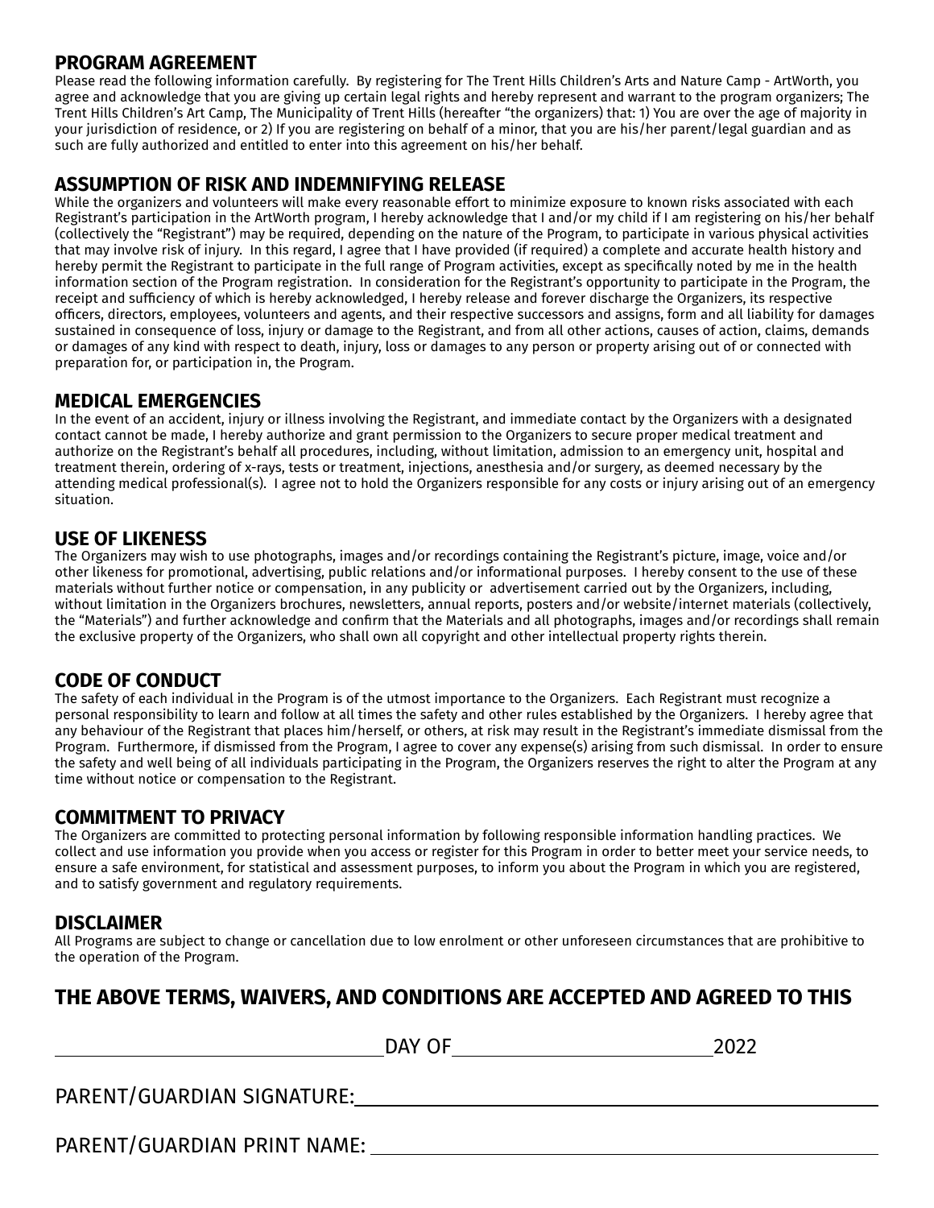## PROGRAM AGREEMENT

Please read the following information carefully. By registering for The Trent Hills Children's Arts and Nature Camp - ArtWorth, you agree and acknowledge that you are giving up certain legal rights and hereby represent and warrant to the program organizers; The Trent Hills Children's Art Camp, The Municipality of Trent Hills (hereafter "the organizers) that: 1) You are over the age of majority in your jurisdiction of residence, or 2) If you are registering on behalf of a minor, that you are his/her parent/legal guardian and as such are fully authorized and entitled to enter into this agreement on his/her behalf.

## ASSUMPTION OF RISK AND INDEMNIFYING RELEASE

While the organizers and volunteers will make every reasonable effort to minimize exposure to known risks associated with each Registrant's participation in the ArtWorth program, I hereby acknowledge that I and/or my child if I am registering on his/her behalf (collectively the "Registrant") may be required, depending on the nature of the Program, to participate in various physical activities that may involve risk of injury. In this regard, I agree that I have provided (if required) a complete and accurate health history and hereby permit the Registrant to participate in the full range of Program activities, except as specifically noted by me in the health information section of the Program registration. In consideration for the Registrant's opportunity to participate in the Program, the receipt and sufficiency of which is hereby acknowledged, I hereby release and forever discharge the Organizers, its respective officers, directors, employees, volunteers and agents, and their respective successors and assigns, form and all liability for damages sustained in consequence of loss, injury or damage to the Registrant, and from all other actions, causes of action, claims, demands or damages of any kind with respect to death, injury, loss or damages to any person or property arising out of or connected with preparation for, or participation in, the Program.

## MEDICAL EMERGENCIES

In the event of an accident, injury or illness involving the Registrant, and immediate contact by the Organizers with a designated contact cannot be made, I hereby authorize and grant permission to the Organizers to secure proper medical treatment and authorize on the Registrant's behalf all procedures, including, without limitation, admission to an emergency unit, hospital and treatment therein, ordering of x-rays, tests or treatment, injections, anesthesia and/or surgery, as deemed necessary by the attending medical professional(s). I agree not to hold the Organizers responsible for any costs or injury arising out of an emergency situation.

## USE OF LIKENESS

The Organizers may wish to use photographs, images and/or recordings containing the Registrant's picture, image, voice and/or other likeness for promotional, advertising, public relations and/or informational purposes. I hereby consent to the use of these materials without further notice or compensation, in any publicity or advertisement carried out by the Organizers, including, without limitation in the Organizers brochures, newsletters, annual reports, posters and/or website/internet materials (collectively, the "Materials") and further acknowledge and confirm that the Materials and all photographs, images and/or recordings shall remain the exclusive property of the Organizers, who shall own all copyright and other intellectual property rights therein.

## CODE OF CONDUCT

The safety of each individual in the Program is of the utmost importance to the Organizers. Each Registrant must recognize a personal responsibility to learn and follow at all times the safety and other rules established by the Organizers. I hereby agree that any behaviour of the Registrant that places him/herself, or others, at risk may result in the Registrant's immediate dismissal from the Program. Furthermore, if dismissed from the Program, I agree to cover any expense(s) arising from such dismissal. In order to ensure the safety and well being of all individuals participating in the Program, the Organizers reserves the right to alter the Program at any time without notice or compensation to the Registrant.

## COMMITMENT TO PRIVACY

The Organizers are committed to protecting personal information by following responsible information handling practices. We collect and use information you provide when you access or register for this Program in order to better meet your service needs, to ensure a safe environment, for statistical and assessment purposes, to inform you about the Program in which you are registered, and to satisfy government and regulatory requirements.

## DISCLAIMER

All Programs are subject to change or cancellation due to low enrolment or other unforeseen circumstances that are prohibitive to the operation of the Program.

## THE ABOVE TERMS, WAIVERS, AND CONDITIONS ARE ACCEPTED AND AGREED TO THIS

________________________ DAY OF ________________________ 2022

PARENT/GUARDIAN SIGNATURE: ________________________________

PARENT/GUARDIAN PRINT NAME: ________________________________